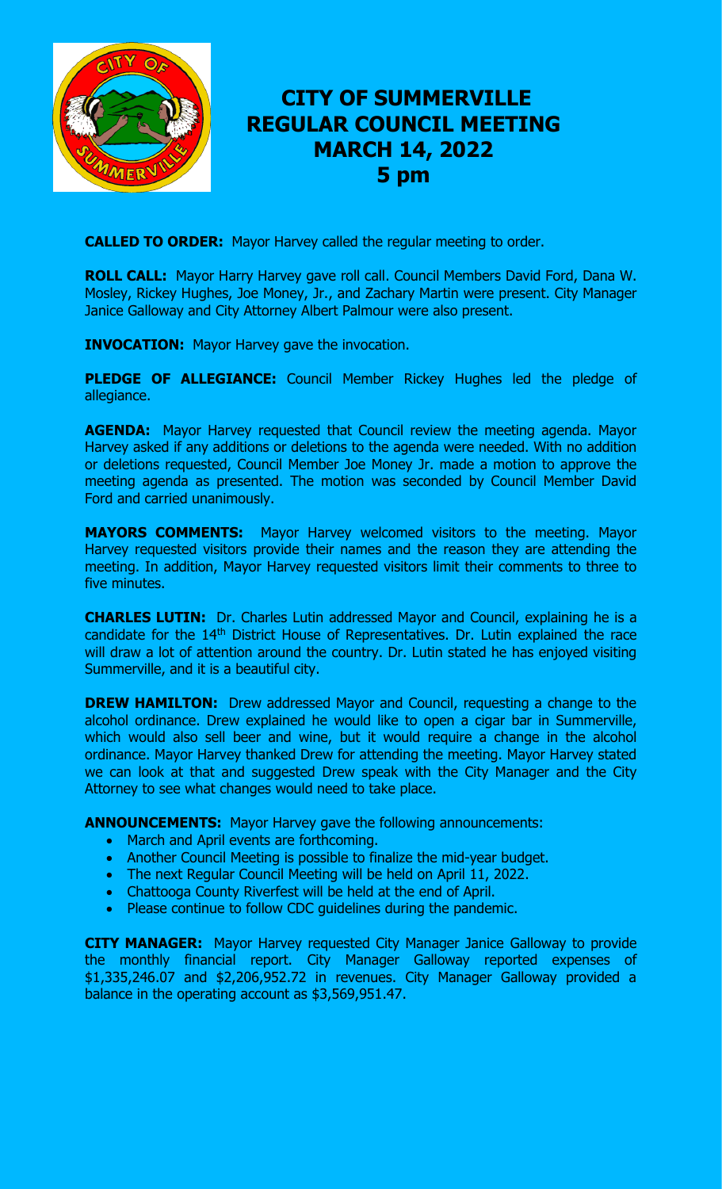# CITY OF SUMMERVILLE
# REGULAR COUNCIL MEETING
# MARCH 14, 2022
# 5 pm

**CALLED TO ORDER:** Mayor Harvey called the regular meeting to order.

**ROLL CALL:** Mayor Harry Harvey gave roll call. Council Members David Ford, Dana W. Mosley, Rickey Hughes, Joe Money, Jr., and Zachary Martin were present. City Manager Janice Galloway and City Attorney Albert Palmour were also present.

**INVOCATION:** Mayor Harvey gave the invocation.

**PLEDGE OF ALLEGIANCE:** Council Member Rickey Hughes led the pledge of allegiance.

**AGENDA:** Mayor Harvey requested that Council review the meeting agenda. Mayor Harvey asked if any additions or deletions to the agenda were needed. With no addition or deletions requested, Council Member Joe Money Jr. made a motion to approve the meeting agenda as presented. The motion was seconded by Council Member David Ford and carried unanimously.

**MAYORS COMMENTS:** Mayor Harvey welcomed visitors to the meeting. Mayor Harvey requested visitors provide their names and the reason they are attending the meeting. In addition, Mayor Harvey requested visitors limit their comments to three to five minutes.

**CHARLES LUTIN:** Dr. Charles Lutin addressed Mayor and Council, explaining he is a candidate for the 14th District House of Representatives. Dr. Lutin explained the race will draw a lot of attention around the country. Dr. Lutin stated he has enjoyed visiting Summerville, and it is a beautiful city.

**DREW HAMILTON:** Drew addressed Mayor and Council, requesting a change to the alcohol ordinance. Drew explained he would like to open a cigar bar in Summerville, which would also sell beer and wine, but it would require a change in the alcohol ordinance. Mayor Harvey thanked Drew for attending the meeting. Mayor Harvey stated we can look at that and suggested Drew speak with the City Manager and the City Attorney to see what changes would need to take place.

**ANNOUNCEMENTS:** Mayor Harvey gave the following announcements:

- March and April events are forthcoming.
- Another Council Meeting is possible to finalize the mid-year budget.
- The next Regular Council Meeting will be held on April 11, 2022.
- Chattooga County Riverfest will be held at the end of April.
- Please continue to follow CDC guidelines during the pandemic.

**CITY MANAGER:** Mayor Harvey requested City Manager Janice Galloway to provide the monthly financial report. City Manager Galloway reported expenses of $1,335,246.07 and $2,206,952.72 in revenues. City Manager Galloway provided a balance in the operating account as $3,569,951.47.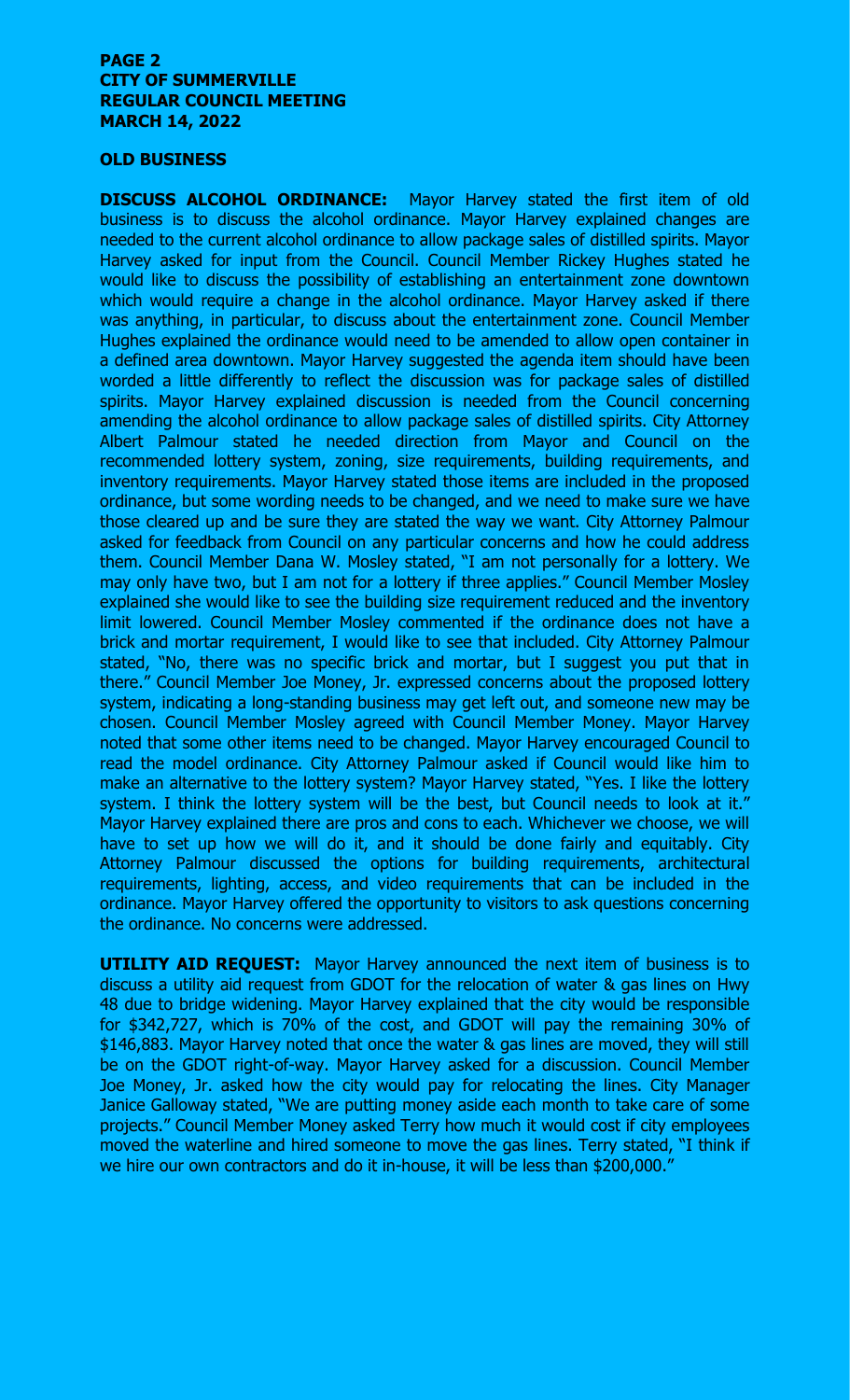**OLD BUSINESS**

**DISCUSS ALCOHOL ORDINANCE:** Mayor Harvey stated the first item of old business is to discuss the alcohol ordinance. Mayor Harvey explained changes are needed to the current alcohol ordinance to allow package sales of distilled spirits. Mayor Harvey asked for input from the Council. Council Member Rickey Hughes stated he would like to discuss the possibility of establishing an entertainment zone downtown which would require a change in the alcohol ordinance. Mayor Harvey asked if there was anything, in particular, to discuss about the entertainment zone. Council Member Hughes explained the ordinance would need to be amended to allow open container in a defined area downtown. Mayor Harvey suggested the agenda item should have been worded a little differently to reflect the discussion was for package sales of distilled spirits. Mayor Harvey explained discussion is needed from the Council concerning amending the alcohol ordinance to allow package sales of distilled spirits. City Attorney Albert Palmour stated he needed direction from Mayor and Council on the recommended lottery system, zoning, size requirements, building requirements, and inventory requirements. Mayor Harvey stated those items are included in the proposed ordinance, but some wording needs to be changed, and we need to make sure we have those cleared up and be sure they are stated the way we want. City Attorney Palmour asked for feedback from Council on any particular concerns and how he could address them. Council Member Dana W. Mosley stated, "I am not personally for a lottery. We may only have two, but I am not for a lottery if three applies." Council Member Mosley explained she would like to see the building size requirement reduced and the inventory limit lowered. Council Member Mosley commented if the ordinance does not have a brick and mortar requirement, I would like to see that included. City Attorney Palmour stated, "No, there was no specific brick and mortar, but I suggest you put that in there." Council Member Joe Money, Jr. expressed concerns about the proposed lottery system, indicating a long-standing business may get left out, and someone new may be chosen. Council Member Mosley agreed with Council Member Money. Mayor Harvey noted that some other items need to be changed. Mayor Harvey encouraged Council to read the model ordinance. City Attorney Palmour asked if Council would like him to make an alternative to the lottery system? Mayor Harvey stated, "Yes. I like the lottery system. I think the lottery system will be the best, but Council needs to look at it." Mayor Harvey explained there are pros and cons to each. Whichever we choose, we will have to set up how we will do it, and it should be done fairly and equitably. City Attorney Palmour discussed the options for building requirements, architectural requirements, lighting, access, and video requirements that can be included in the ordinance. Mayor Harvey offered the opportunity to visitors to ask questions concerning the ordinance. No concerns were addressed.

**UTILITY AID REQUEST:** Mayor Harvey announced the next item of business is to discuss a utility aid request from GDOT for the relocation of water & gas lines on Hwy 48 due to bridge widening. Mayor Harvey explained that the city would be responsible for $342,727, which is 70% of the cost, and GDOT will pay the remaining 30% of $146,883. Mayor Harvey noted that once the water & gas lines are moved, they will still be on the GDOT right-of-way. Mayor Harvey asked for a discussion. Council Member Joe Money, Jr. asked how the city would pay for relocating the lines. City Manager Janice Galloway stated, "We are putting money aside each month to take care of some projects." Council Member Money asked Terry how much it would cost if city employees moved the waterline and hired someone to move the gas lines. Terry stated, "I think if we hire our own contractors and do it in-house, it will be less than $200,000."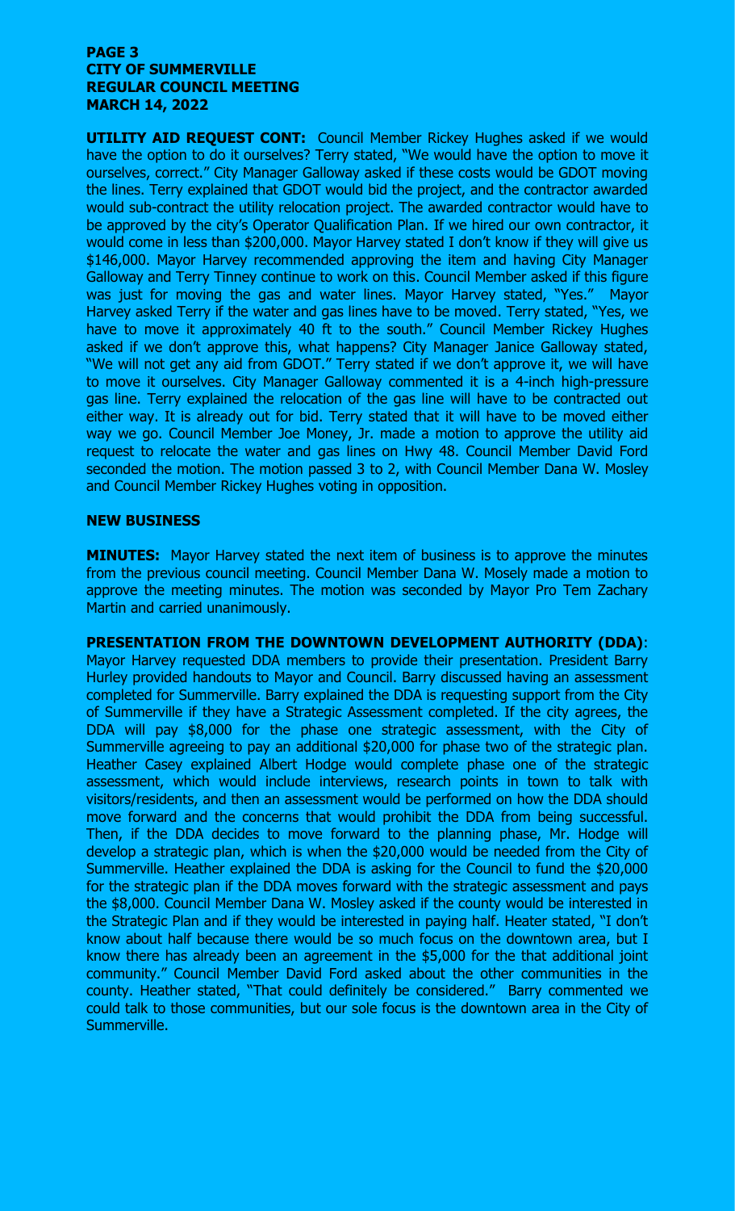**UTILITY AID REQUEST CONT:** Council Member Rickey Hughes asked if we would have the option to do it ourselves? Terry stated, "We would have the option to move it ourselves, correct." City Manager Galloway asked if these costs would be GDOT moving the lines. Terry explained that GDOT would bid the project, and the contractor awarded would sub-contract the utility relocation project. The awarded contractor would have to be approved by the city's Operator Qualification Plan. If we hired our own contractor, it would come in less than $200,000. Mayor Harvey stated I don't know if they will give us $146,000. Mayor Harvey recommended approving the item and having City Manager Galloway and Terry Tinney continue to work on this. Council Member asked if this figure was just for moving the gas and water lines. Mayor Harvey stated, "Yes." Mayor Harvey asked Terry if the water and gas lines have to be moved. Terry stated, "Yes, we have to move it approximately 40 ft to the south." Council Member Rickey Hughes asked if we don't approve this, what happens? City Manager Janice Galloway stated, "We will not get any aid from GDOT." Terry stated if we don't approve it, we will have to move it ourselves. City Manager Galloway commented it is a 4-inch high-pressure gas line. Terry explained the relocation of the gas line will have to be contracted out either way. It is already out for bid. Terry stated that it will have to be moved either way we go. Council Member Joe Money, Jr. made a motion to approve the utility aid request to relocate the water and gas lines on Hwy 48. Council Member David Ford seconded the motion. The motion passed 3 to 2, with Council Member Dana W. Mosley and Council Member Rickey Hughes voting in opposition.

## NEW BUSINESS

**MINUTES:** Mayor Harvey stated the next item of business is to approve the minutes from the previous council meeting. Council Member Dana W. Mosely made a motion to approve the meeting minutes. The motion was seconded by Mayor Pro Tem Zachary Martin and carried unanimously.

**PRESENTATION FROM THE DOWNTOWN DEVELOPMENT AUTHORITY (DDA)**: Mayor Harvey requested DDA members to provide their presentation. President Barry Hurley provided handouts to Mayor and Council. Barry discussed having an assessment completed for Summerville. Barry explained the DDA is requesting support from the City of Summerville if they have a Strategic Assessment completed. If the city agrees, the DDA will pay $8,000 for the phase one strategic assessment, with the City of Summerville agreeing to pay an additional $20,000 for phase two of the strategic plan. Heather Casey explained Albert Hodge would complete phase one of the strategic assessment, which would include interviews, research points in town to talk with visitors/residents, and then an assessment would be performed on how the DDA should move forward and the concerns that would prohibit the DDA from being successful. Then, if the DDA decides to move forward to the planning phase, Mr. Hodge will develop a strategic plan, which is when the $20,000 would be needed from the City of Summerville. Heather explained the DDA is asking for the Council to fund the $20,000 for the strategic plan if the DDA moves forward with the strategic assessment and pays the $8,000. Council Member Dana W. Mosley asked if the county would be interested in the Strategic Plan and if they would be interested in paying half. Heater stated, "I don't know about half because there would be so much focus on the downtown area, but I know there has already been an agreement in the $5,000 for the that additional joint community." Council Member David Ford asked about the other communities in the county. Heather stated, "That could definitely be considered." Barry commented we could talk to those communities, but our sole focus is the downtown area in the City of Summerville.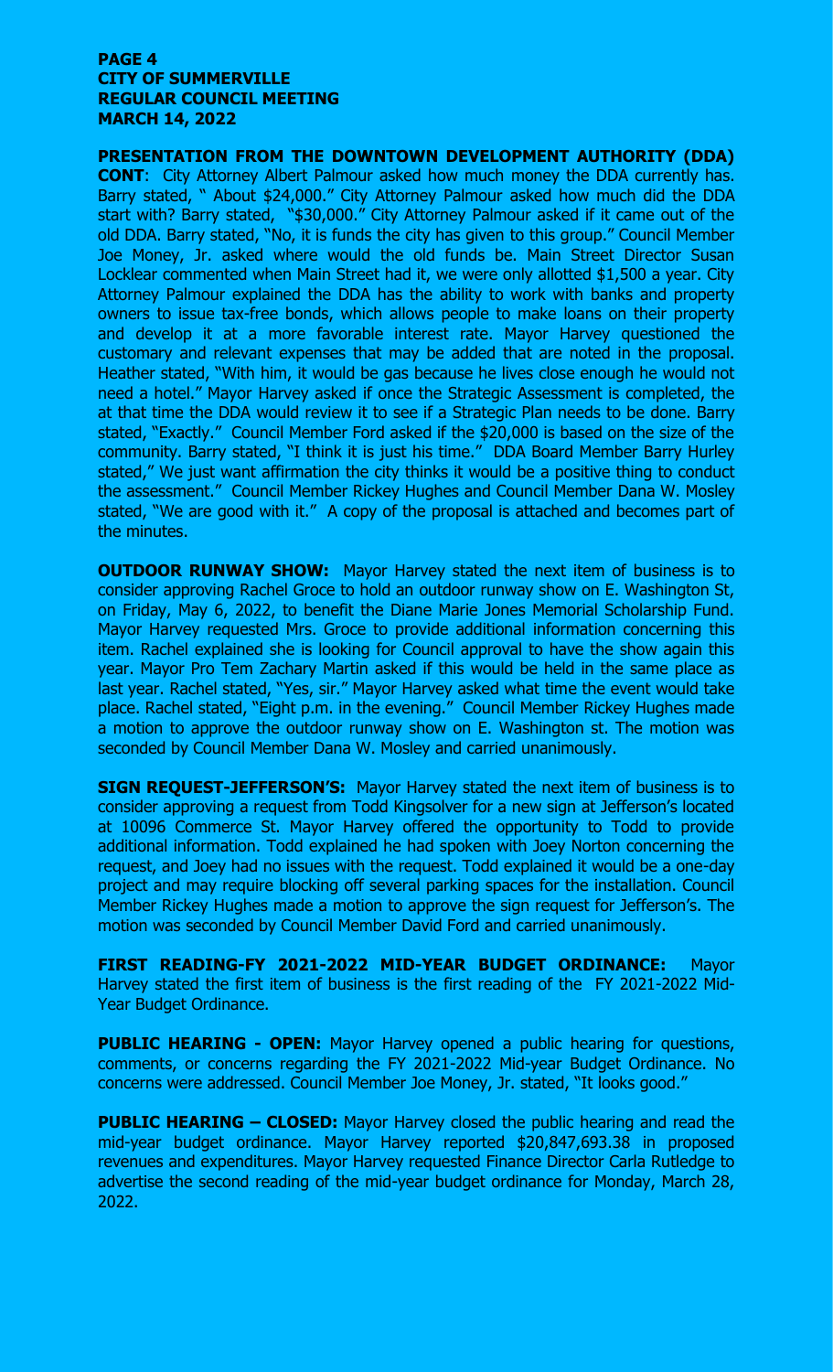**PRESENTATION FROM THE DOWNTOWN DEVELOPMENT AUTHORITY (DDA) CONT**: City Attorney Albert Palmour asked how much money the DDA currently has. Barry stated, " About $24,000." City Attorney Palmour asked how much did the DDA start with? Barry stated, "$30,000." City Attorney Palmour asked if it came out of the old DDA. Barry stated, "No, it is funds the city has given to this group." Council Member Joe Money, Jr. asked where would the old funds be. Main Street Director Susan Locklear commented when Main Street had it, we were only allotted $1,500 a year. City Attorney Palmour explained the DDA has the ability to work with banks and property owners to issue tax-free bonds, which allows people to make loans on their property and develop it at a more favorable interest rate. Mayor Harvey questioned the customary and relevant expenses that may be added that are noted in the proposal. Heather stated, "With him, it would be gas because he lives close enough he would not need a hotel." Mayor Harvey asked if once the Strategic Assessment is completed, the at that time the DDA would review it to see if a Strategic Plan needs to be done. Barry stated, "Exactly." Council Member Ford asked if the $20,000 is based on the size of the community. Barry stated, "I think it is just his time." DDA Board Member Barry Hurley stated," We just want affirmation the city thinks it would be a positive thing to conduct the assessment." Council Member Rickey Hughes and Council Member Dana W. Mosley stated, "We are good with it." A copy of the proposal is attached and becomes part of the minutes.

**OUTDOOR RUNWAY SHOW:** Mayor Harvey stated the next item of business is to consider approving Rachel Groce to hold an outdoor runway show on E. Washington St, on Friday, May 6, 2022, to benefit the Diane Marie Jones Memorial Scholarship Fund. Mayor Harvey requested Mrs. Groce to provide additional information concerning this item. Rachel explained she is looking for Council approval to have the show again this year. Mayor Pro Tem Zachary Martin asked if this would be held in the same place as last year. Rachel stated, "Yes, sir." Mayor Harvey asked what time the event would take place. Rachel stated, "Eight p.m. in the evening." Council Member Rickey Hughes made a motion to approve the outdoor runway show on E. Washington st. The motion was seconded by Council Member Dana W. Mosley and carried unanimously.

**SIGN REQUEST-JEFFERSON'S:** Mayor Harvey stated the next item of business is to consider approving a request from Todd Kingsolver for a new sign at Jefferson's located at 10096 Commerce St. Mayor Harvey offered the opportunity to Todd to provide additional information. Todd explained he had spoken with Joey Norton concerning the request, and Joey had no issues with the request. Todd explained it would be a one-day project and may require blocking off several parking spaces for the installation. Council Member Rickey Hughes made a motion to approve the sign request for Jefferson's. The motion was seconded by Council Member David Ford and carried unanimously.

**FIRST READING-FY 2021-2022 MID-YEAR BUDGET ORDINANCE:** Mayor Harvey stated the first item of business is the first reading of the FY 2021-2022 Mid-Year Budget Ordinance.

**PUBLIC HEARING - OPEN:** Mayor Harvey opened a public hearing for questions, comments, or concerns regarding the FY 2021-2022 Mid-year Budget Ordinance. No concerns were addressed. Council Member Joe Money, Jr. stated, "It looks good."

**PUBLIC HEARING – CLOSED:** Mayor Harvey closed the public hearing and read the mid-year budget ordinance. Mayor Harvey reported $20,847,693.38 in proposed revenues and expenditures. Mayor Harvey requested Finance Director Carla Rutledge to advertise the second reading of the mid-year budget ordinance for Monday, March 28, 2022.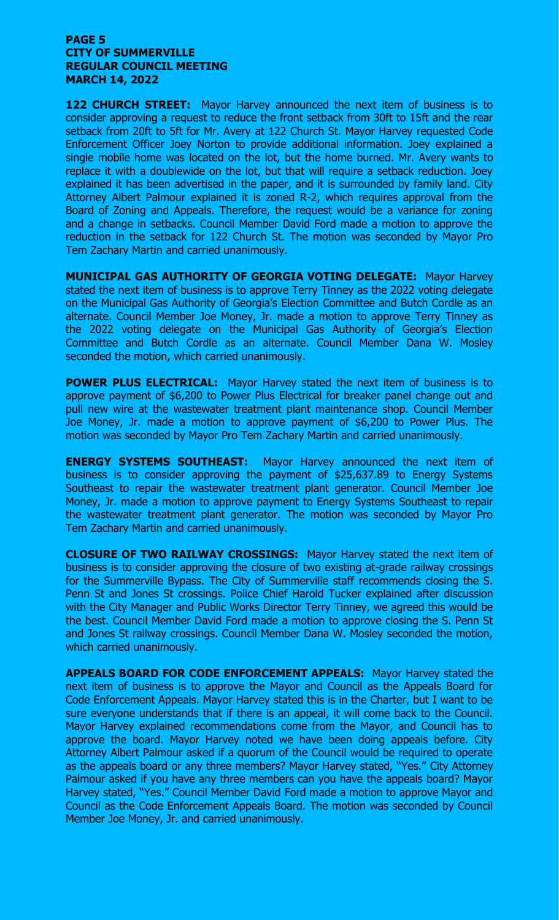**122 CHURCH STREET:** Mayor Harvey announced the next item of business is to consider approving a request to reduce the front setback from 30ft to 15ft and the rear setback from 20ft to 5ft for Mr. Avery at 122 Church St. Mayor Harvey requested Code Enforcement Officer Joey Norton to provide additional information. Joey explained a single mobile home was located on the lot, but the home burned. Mr. Avery wants to replace it with a doublewide on the lot, but that will require a setback reduction. Joey explained it has been advertised in the paper, and it is surrounded by family land. City Attorney Albert Palmour explained it is zoned R-2, which requires approval from the Board of Zoning and Appeals. Therefore, the request would be a variance for zoning and a change in setbacks. Council Member David Ford made a motion to approve the reduction in the setback for 122 Church St. The motion was seconded by Mayor Pro Tem Zachary Martin and carried unanimously.

**MUNICIPAL GAS AUTHORITY OF GEORGIA VOTING DELEGATE:** Mayor Harvey stated the next item of business is to approve Terry Tinney as the 2022 voting delegate on the Municipal Gas Authority of Georgia's Election Committee and Butch Cordle as an alternate. Council Member Joe Money, Jr. made a motion to approve Terry Tinney as the 2022 voting delegate on the Municipal Gas Authority of Georgia's Election Committee and Butch Cordle as an alternate. Council Member Dana W. Mosley seconded the motion, which carried unanimously.

**POWER PLUS ELECTRICAL:** Mayor Harvey stated the next item of business is to approve payment of $6,200 to Power Plus Electrical for breaker panel change out and pull new wire at the wastewater treatment plant maintenance shop. Council Member Joe Money, Jr. made a motion to approve payment of $6,200 to Power Plus. The motion was seconded by Mayor Pro Tem Zachary Martin and carried unanimously.

**ENERGY SYSTEMS SOUTHEAST:** Mayor Harvey announced the next item of business is to consider approving the payment of $25,637.89 to Energy Systems Southeast to repair the wastewater treatment plant generator. Council Member Joe Money, Jr. made a motion to approve payment to Energy Systems Southeast to repair the wastewater treatment plant generator. The motion was seconded by Mayor Pro Tem Zachary Martin and carried unanimously.

**CLOSURE OF TWO RAILWAY CROSSINGS:** Mayor Harvey stated the next item of business is to consider approving the closure of two existing at-grade railway crossings for the Summerville Bypass. The City of Summerville staff recommends closing the S. Penn St and Jones St crossings. Police Chief Harold Tucker explained after discussion with the City Manager and Public Works Director Terry Tinney, we agreed this would be the best. Council Member David Ford made a motion to approve closing the S. Penn St and Jones St railway crossings. Council Member Dana W. Mosley seconded the motion, which carried unanimously.

**APPEALS BOARD FOR CODE ENFORCEMENT APPEALS:** Mayor Harvey stated the next item of business is to approve the Mayor and Council as the Appeals Board for Code Enforcement Appeals. Mayor Harvey stated this is in the Charter, but I want to be sure everyone understands that if there is an appeal, it will come back to the Council. Mayor Harvey explained recommendations come from the Mayor, and Council has to approve the board. Mayor Harvey noted we have been doing appeals before. City Attorney Albert Palmour asked if a quorum of the Council would be required to operate as the appeals board or any three members? Mayor Harvey stated, "Yes." City Attorney Palmour asked if you have any three members can you have the appeals board? Mayor Harvey stated, "Yes." Council Member David Ford made a motion to approve Mayor and Council as the Code Enforcement Appeals Board. The motion was seconded by Council Member Joe Money, Jr. and carried unanimously.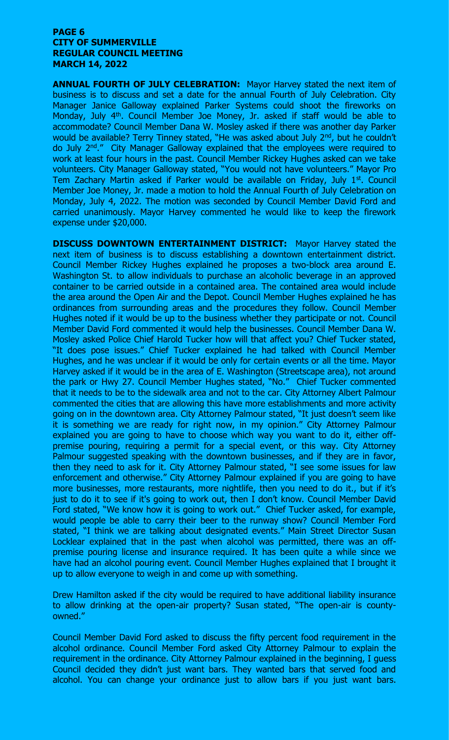**ANNUAL FOURTH OF JULY CELEBRATION:** Mayor Harvey stated the next item of business is to discuss and set a date for the annual Fourth of July Celebration. City Manager Janice Galloway explained Parker Systems could shoot the fireworks on Monday, July 4th. Council Member Joe Money, Jr. asked if staff would be able to accommodate? Council Member Dana W. Mosley asked if there was another day Parker would be available? Terry Tinney stated, "He was asked about July 2nd, but he couldn't do July 2nd." City Manager Galloway explained that the employees were required to work at least four hours in the past. Council Member Rickey Hughes asked can we take volunteers. City Manager Galloway stated, "You would not have volunteers." Mayor Pro Tem Zachary Martin asked if Parker would be available on Friday, July 1st. Council Member Joe Money, Jr. made a motion to hold the Annual Fourth of July Celebration on Monday, July 4, 2022. The motion was seconded by Council Member David Ford and carried unanimously. Mayor Harvey commented he would like to keep the firework expense under $20,000.

**DISCUSS DOWNTOWN ENTERTAINMENT DISTRICT:** Mayor Harvey stated the next item of business is to discuss establishing a downtown entertainment district. Council Member Rickey Hughes explained he proposes a two-block area around E. Washington St. to allow individuals to purchase an alcoholic beverage in an approved container to be carried outside in a contained area. The contained area would include the area around the Open Air and the Depot. Council Member Hughes explained he has ordinances from surrounding areas and the procedures they follow. Council Member Hughes noted if it would be up to the business whether they participate or not. Council Member David Ford commented it would help the businesses. Council Member Dana W. Mosley asked Police Chief Harold Tucker how will that affect you? Chief Tucker stated, "It does pose issues." Chief Tucker explained he had talked with Council Member Hughes, and he was unclear if it would be only for certain events or all the time. Mayor Harvey asked if it would be in the area of E. Washington (Streetscape area), not around the park or Hwy 27. Council Member Hughes stated, "No." Chief Tucker commented that it needs to be to the sidewalk area and not to the car. City Attorney Albert Palmour commented the cities that are allowing this have more establishments and more activity going on in the downtown area. City Attorney Palmour stated, "It just doesn't seem like it is something we are ready for right now, in my opinion." City Attorney Palmour explained you are going to have to choose which way you want to do it, either off-premise pouring, requiring a permit for a special event, or this way. City Attorney Palmour suggested speaking with the downtown businesses, and if they are in favor, then they need to ask for it. City Attorney Palmour stated, "I see some issues for law enforcement and otherwise." City Attorney Palmour explained if you are going to have more businesses, more restaurants, more nightlife, then you need to do it., but if it's just to do it to see if it's going to work out, then I don't know. Council Member David Ford stated, "We know how it is going to work out." Chief Tucker asked, for example, would people be able to carry their beer to the runway show? Council Member Ford stated, "I think we are talking about designated events." Main Street Director Susan Locklear explained that in the past when alcohol was permitted, there was an off-premise pouring license and insurance required. It has been quite a while since we have had an alcohol pouring event. Council Member Hughes explained that I brought it up to allow everyone to weigh in and come up with something.

Drew Hamilton asked if the city would be required to have additional liability insurance to allow drinking at the open-air property? Susan stated, "The open-air is county-owned."

Council Member David Ford asked to discuss the fifty percent food requirement in the alcohol ordinance. Council Member Ford asked City Attorney Palmour to explain the requirement in the ordinance. City Attorney Palmour explained in the beginning, I guess Council decided they didn't just want bars. They wanted bars that served food and alcohol. You can change your ordinance just to allow bars if you just want bars.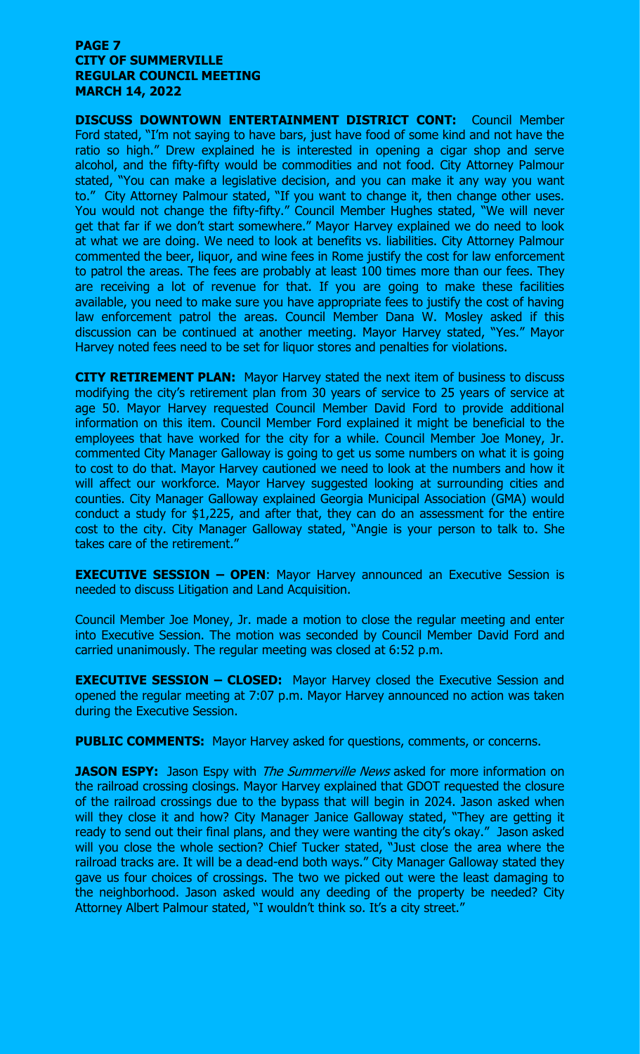**PAGE 7**
**CITY OF SUMMERVILLE**
**REGULAR COUNCIL MEETING**
**MARCH 14, 2022**

**DISCUSS DOWNTOWN ENTERTAINMENT DISTRICT CONT:** Council Member Ford stated, "I'm not saying to have bars, just have food of some kind and not have the ratio so high." Drew explained he is interested in opening a cigar shop and serve alcohol, and the fifty-fifty would be commodities and not food. City Attorney Palmour stated, "You can make a legislative decision, and you can make it any way you want to." City Attorney Palmour stated, "If you want to change it, then change other uses. You would not change the fifty-fifty." Council Member Hughes stated, "We will never get that far if we don't start somewhere." Mayor Harvey explained we do need to look at what we are doing. We need to look at benefits vs. liabilities. City Attorney Palmour commented the beer, liquor, and wine fees in Rome justify the cost for law enforcement to patrol the areas. The fees are probably at least 100 times more than our fees. They are receiving a lot of revenue for that. If you are going to make these facilities available, you need to make sure you have appropriate fees to justify the cost of having law enforcement patrol the areas. Council Member Dana W. Mosley asked if this discussion can be continued at another meeting. Mayor Harvey stated, "Yes." Mayor Harvey noted fees need to be set for liquor stores and penalties for violations.

**CITY RETIREMENT PLAN:** Mayor Harvey stated the next item of business to discuss modifying the city's retirement plan from 30 years of service to 25 years of service at age 50. Mayor Harvey requested Council Member David Ford to provide additional information on this item. Council Member Ford explained it might be beneficial to the employees that have worked for the city for a while. Council Member Joe Money, Jr. commented City Manager Galloway is going to get us some numbers on what it is going to cost to do that. Mayor Harvey cautioned we need to look at the numbers and how it will affect our workforce. Mayor Harvey suggested looking at surrounding cities and counties. City Manager Galloway explained Georgia Municipal Association (GMA) would conduct a study for $1,225, and after that, they can do an assessment for the entire cost to the city. City Manager Galloway stated, "Angie is your person to talk to. She takes care of the retirement."

**EXECUTIVE SESSION – OPEN**: Mayor Harvey announced an Executive Session is needed to discuss Litigation and Land Acquisition.

Council Member Joe Money, Jr. made a motion to close the regular meeting and enter into Executive Session. The motion was seconded by Council Member David Ford and carried unanimously. The regular meeting was closed at 6:52 p.m.

**EXECUTIVE SESSION – CLOSED:** Mayor Harvey closed the Executive Session and opened the regular meeting at 7:07 p.m. Mayor Harvey announced no action was taken during the Executive Session.

**PUBLIC COMMENTS:** Mayor Harvey asked for questions, comments, or concerns.

**JASON ESPY:** Jason Espy with *The Summerville News* asked for more information on the railroad crossing closings. Mayor Harvey explained that GDOT requested the closure of the railroad crossings due to the bypass that will begin in 2024. Jason asked when will they close it and how? City Manager Janice Galloway stated, "They are getting it ready to send out their final plans, and they were wanting the city's okay." Jason asked will you close the whole section? Chief Tucker stated, "Just close the area where the railroad tracks are. It will be a dead-end both ways." City Manager Galloway stated they gave us four choices of crossings. The two we picked out were the least damaging to the neighborhood. Jason asked would any deeding of the property be needed? City Attorney Albert Palmour stated, "I wouldn't think so. It's a city street."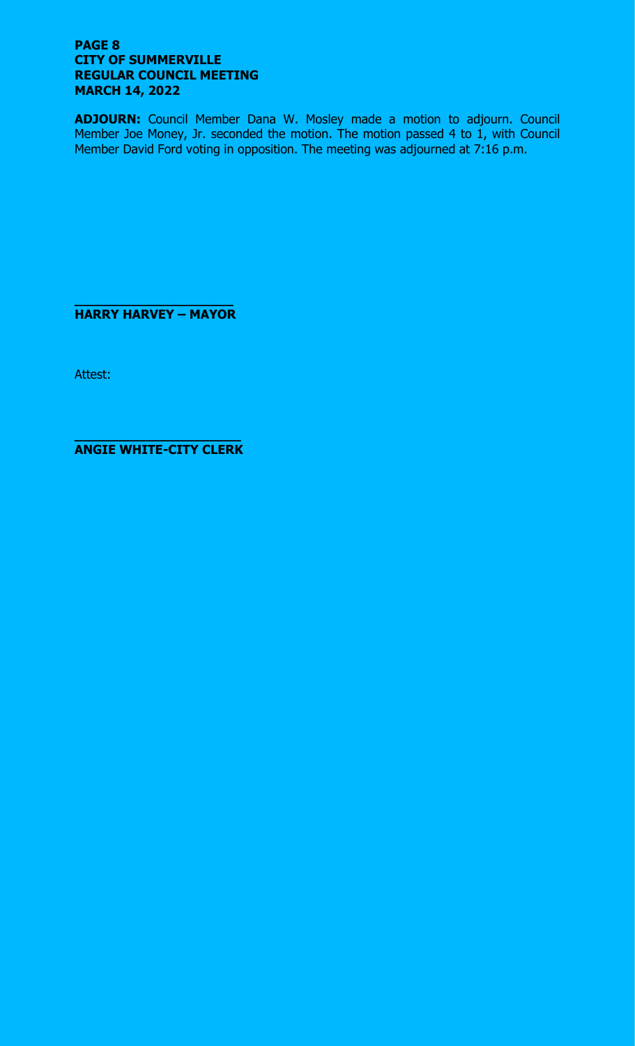**ADJOURN:** Council Member Dana W. Mosley made a motion to adjourn. Council Member Joe Money, Jr. seconded the motion. The motion passed 4 to 1, with Council Member David Ford voting in opposition. The meeting was adjourned at 7:16 p.m.

______________________
**HARRY HARVEY – MAYOR**

Attest:

______________________
**ANGIE WHITE-CITY CLERK**